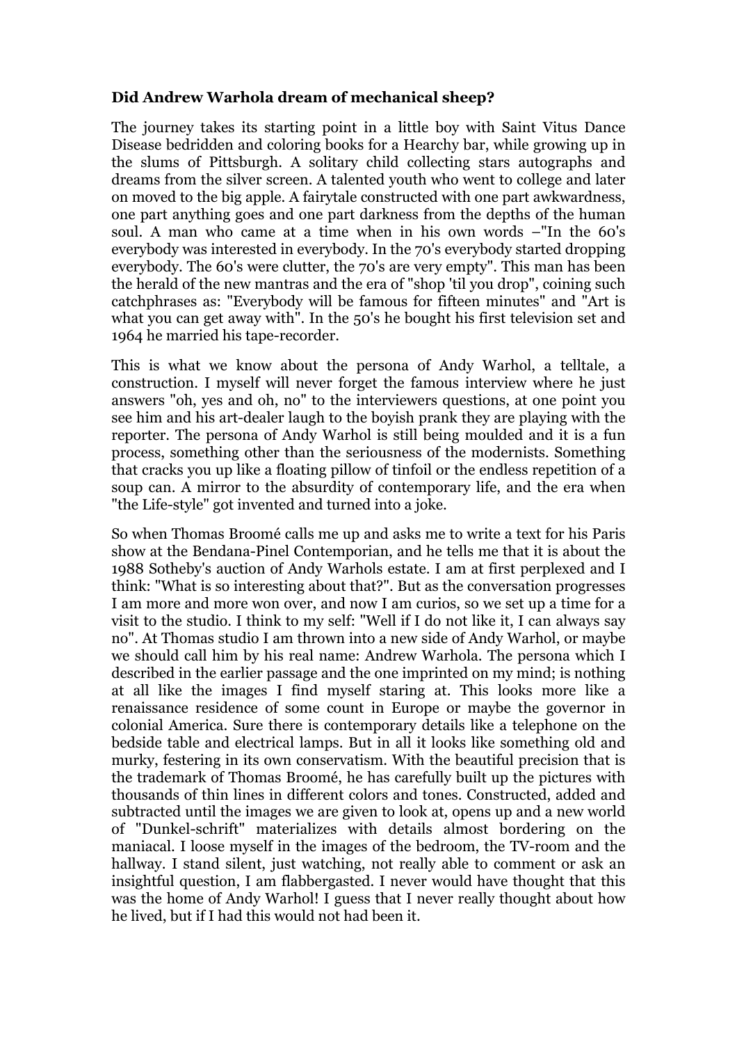**Did Andrew Warhola dream of mechanical sheep?**

The journey takes its starting point in a little boy with Saint Vitus Dance Disease bedridden and coloring books for a Hearchy bar, while growing up in the slums of Pittsburgh. A solitary child collecting stars autographs and dreams from the silver screen. A talented youth who went to college and later on moved to the big apple. A fairytale constructed with one part awkwardness, one part anything goes and one part darkness from the depths of the human soul. A man who came at a time when in his own words –"In the 60's everybody was interested in everybody. In the 70's everybody started dropping everybody. The 60's were clutter, the 70's are very empty". This man has been the herald of the new mantras and the era of "shop 'til you drop", coining such catchphrases as: "Everybody will be famous for fifteen minutes" and "Art is what you can get away with". In the 50's he bought his first television set and 1964 he married his tape-recorder.

This is what we know about the persona of Andy Warhol, a telltale, a construction. I myself will never forget the famous interview where he just answers "oh, yes and oh, no" to the interviewers questions, at one point you see him and his art-dealer laugh to the boyish prank they are playing with the reporter. The persona of Andy Warhol is still being moulded and it is a fun process, something other than the seriousness of the modernists. Something that cracks you up like a floating pillow of tinfoil or the endless repetition of a soup can. A mirror to the absurdity of contemporary life, and the era when "the Life-style" got invented and turned into a joke.

So when Thomas Broomé calls me up and asks me to write a text for his Paris show at the Bendana-Pinel Contemporian, and he tells me that it is about the 1988 Sotheby's auction of Andy Warhols estate. I am at first perplexed and I think: "What is so interesting about that?". But as the conversation progresses I am more and more won over, and now I am curios, so we set up a time for a visit to the studio. I think to my self: "Well if I do not like it, I can always say no". At Thomas studio I am thrown into a new side of Andy Warhol, or maybe we should call him by his real name: Andrew Warhola. The persona which I described in the earlier passage and the one imprinted on my mind; is nothing at all like the images I find myself staring at. This looks more like a renaissance residence of some count in Europe or maybe the governor in colonial America. Sure there is contemporary details like a telephone on the bedside table and electrical lamps. But in all it looks like something old and murky, festering in its own conservatism. With the beautiful precision that is the trademark of Thomas Broomé, he has carefully built up the pictures with thousands of thin lines in different colors and tones. Constructed, added and subtracted until the images we are given to look at, opens up and a new world of "Dunkel-schrift" materializes with details almost bordering on the maniacal. I loose myself in the images of the bedroom, the TV-room and the hallway. I stand silent, just watching, not really able to comment or ask an insightful question, I am flabbergasted. I never would have thought that this was the home of Andy Warhol! I guess that I never really thought about how he lived, but if I had this would not had been it.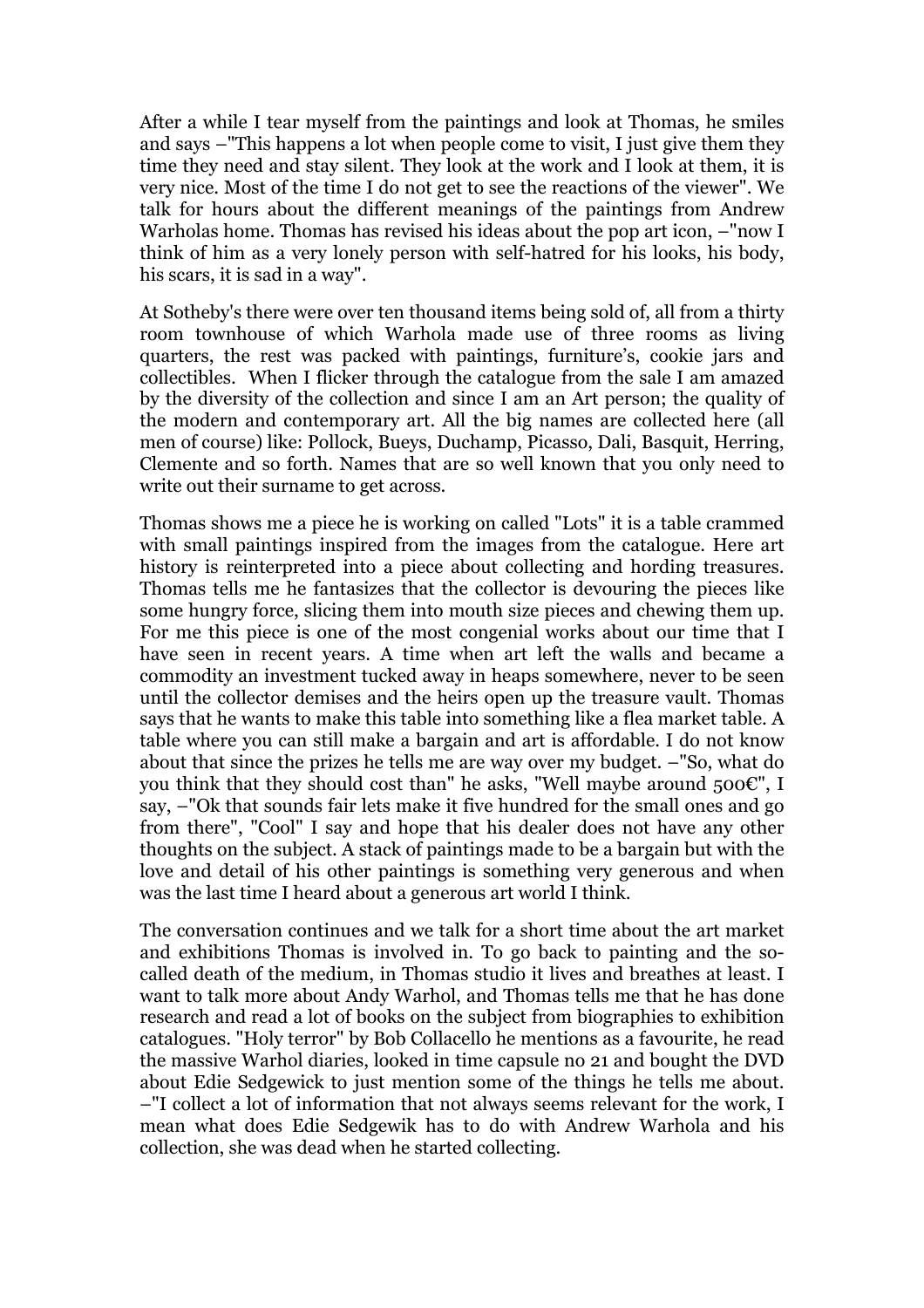After a while I tear myself from the paintings and look at Thomas, he smiles and says –"This happens a lot when people come to visit, I just give them they time they need and stay silent. They look at the work and I look at them, it is very nice. Most of the time I do not get to see the reactions of the viewer". We talk for hours about the different meanings of the paintings from Andrew Warholas home. Thomas has revised his ideas about the pop art icon, –"now I think of him as a very lonely person with self-hatred for his looks, his body, his scars, it is sad in a way".

At Sotheby's there were over ten thousand items being sold of, all from a thirty room townhouse of which Warhola made use of three rooms as living quarters, the rest was packed with paintings, furniture's, cookie jars and collectibles. When I flicker through the catalogue from the sale I am amazed by the diversity of the collection and since I am an Art person; the quality of the modern and contemporary art. All the big names are collected here (all men of course) like: Pollock, Bueys, Duchamp, Picasso, Dali, Basquit, Herring, Clemente and so forth. Names that are so well known that you only need to write out their surname to get across.

Thomas shows me a piece he is working on called "Lots" it is a table crammed with small paintings inspired from the images from the catalogue. Here art history is reinterpreted into a piece about collecting and hording treasures. Thomas tells me he fantasizes that the collector is devouring the pieces like some hungry force, slicing them into mouth size pieces and chewing them up. For me this piece is one of the most congenial works about our time that I have seen in recent years. A time when art left the walls and became a commodity an investment tucked away in heaps somewhere, never to be seen until the collector demises and the heirs open up the treasure vault. Thomas says that he wants to make this table into something like a flea market table. A table where you can still make a bargain and art is affordable. I do not know about that since the prizes he tells me are way over my budget. –"So, what do you think that they should cost than" he asks, "Well maybe around 500€", I say, –"Ok that sounds fair lets make it five hundred for the small ones and go from there", "Cool" I say and hope that his dealer does not have any other thoughts on the subject. A stack of paintings made to be a bargain but with the love and detail of his other paintings is something very generous and when was the last time I heard about a generous art world I think.

The conversation continues and we talk for a short time about the art market and exhibitions Thomas is involved in. To go back to painting and the so-called death of the medium, in Thomas studio it lives and breathes at least. I want to talk more about Andy Warhol, and Thomas tells me that he has done research and read a lot of books on the subject from biographies to exhibition catalogues. "Holy terror" by Bob Collacello he mentions as a favourite, he read the massive Warhol diaries, looked in time capsule no 21 and bought the DVD about Edie Sedgewick to just mention some of the things he tells me about. –"I collect a lot of information that not always seems relevant for the work, I mean what does Edie Sedgewik has to do with Andrew Warhola and his collection, she was dead when he started collecting.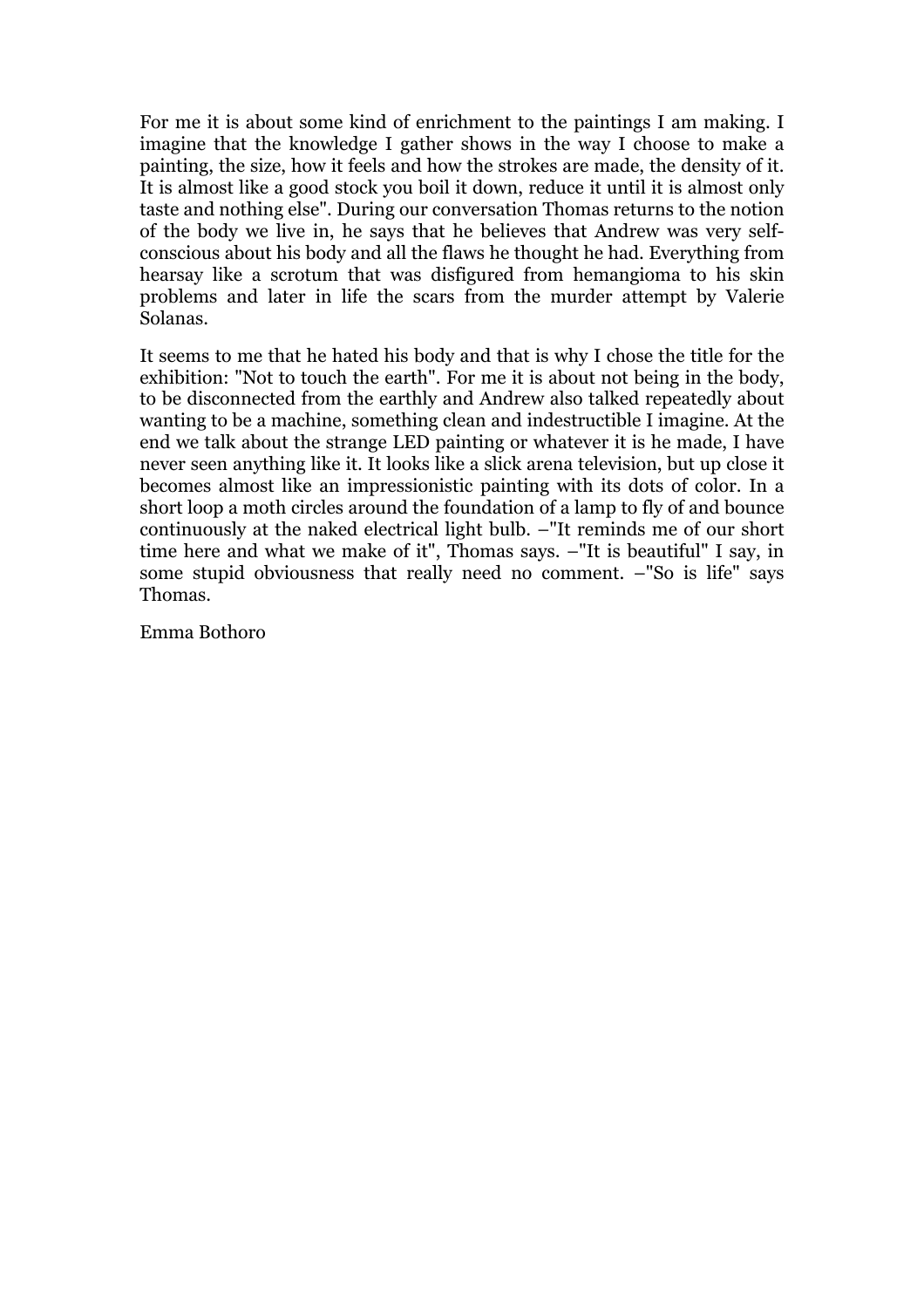For me it is about some kind of enrichment to the paintings I am making. I imagine that the knowledge I gather shows in the way I choose to make a painting, the size, how it feels and how the strokes are made, the density of it. It is almost like a good stock you boil it down, reduce it until it is almost only taste and nothing else". During our conversation Thomas returns to the notion of the body we live in, he says that he believes that Andrew was very self-conscious about his body and all the flaws he thought he had. Everything from hearsay like a scrotum that was disfigured from hemangioma to his skin problems and later in life the scars from the murder attempt by Valerie Solanas.

It seems to me that he hated his body and that is why I chose the title for the exhibition: "Not to touch the earth". For me it is about not being in the body, to be disconnected from the earthly and Andrew also talked repeatedly about wanting to be a machine, something clean and indestructible I imagine. At the end we talk about the strange LED painting or whatever it is he made, I have never seen anything like it. It looks like a slick arena television, but up close it becomes almost like an impressionistic painting with its dots of color. In a short loop a moth circles around the foundation of a lamp to fly of and bounce continuously at the naked electrical light bulb. –"It reminds me of our short time here and what we make of it", Thomas says. –"It is beautiful" I say, in some stupid obviousness that really need no comment. –"So is life" says Thomas.

Emma Bothoro